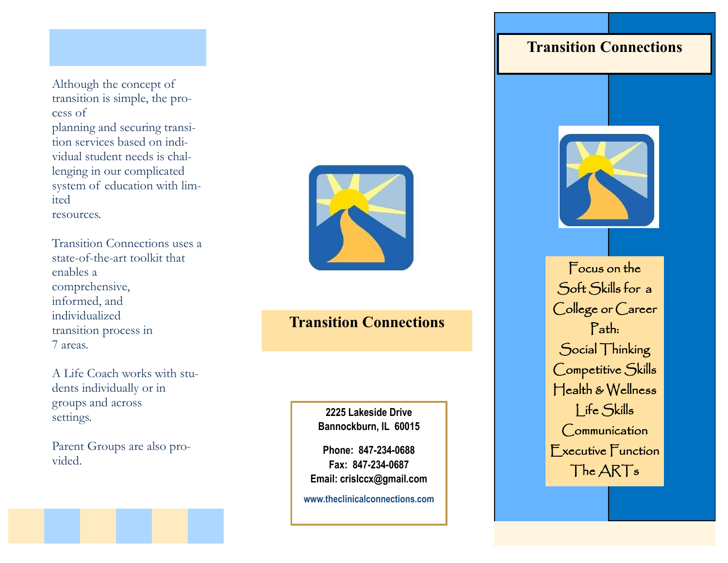Although the concept of transition is simple, the process of planning and securing transition services based on individual student needs is challenging in our complicated system of education with limited resources.

Transition Connections uses a state-of-the-art toolkit that enables a comprehensive, informed, and individualized transition process in 7 areas.

A Life Coach works with students individually or in groups and across settings.

Parent Groups are also provided.

## Transition Connections

**2225 Lakeside Drive**
**Bannockburn, IL 60015**

**Phone: 847-234-0688**
**Fax: 847-234-0687**
**Email: crislccx@gmail.com**

**www.theclinicalconnections.com**

## Transition Connections

Focus on the Soft Skills for a College or Career Path:

Social Thinking
Competitive Skills
Health & Wellness
Life Skills
Communication
Executive Function
The ARTs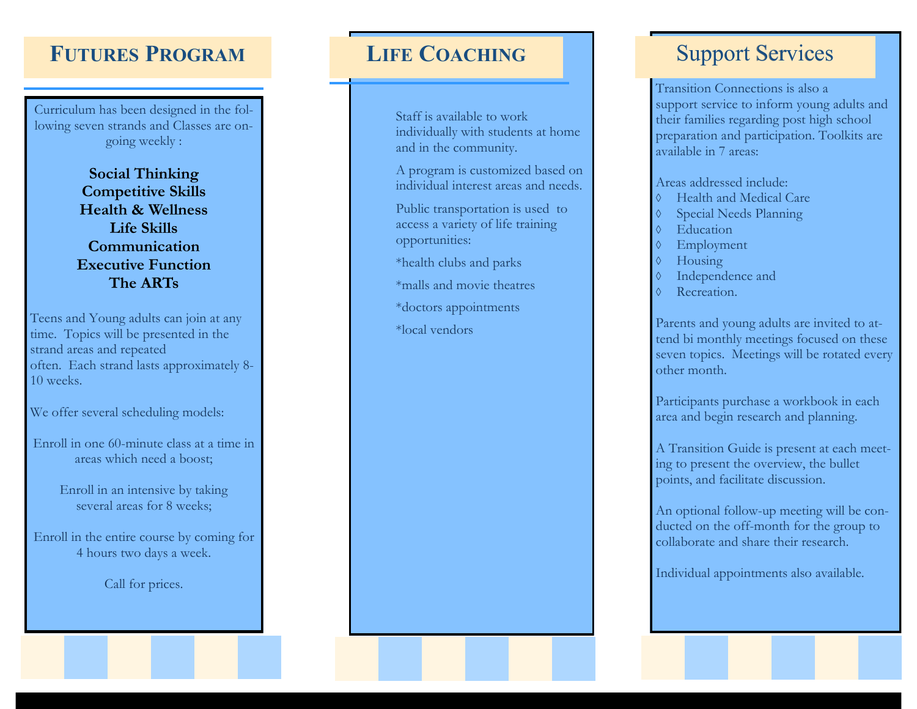# Futures Program

Curriculum has been designed in the following seven strands and Classes are ongoing weekly :

**Social Thinking**
**Competitive Skills**
**Health & Wellness**
**Life Skills**
**Communication**
**Executive Function**
**The ARTs**

Teens and Young adults can join at any time. Topics will be presented in the strand areas and repeated often. Each strand lasts approximately 8-10 weeks.

We offer several scheduling models:

Enroll in one 60-minute class at a time in areas which need a boost;

Enroll in an intensive by taking several areas for 8 weeks;

Enroll in the entire course by coming for 4 hours two days a week.

Call for prices.

# Life Coaching

Staff is available to work individually with students at home and in the community.

A program is customized based on individual interest areas and needs.

Public transportation is used to access a variety of life training opportunities:

*health clubs and parks

*malls and movie theatres

*doctors appointments

*local vendors

# Support Services

Transition Connections is also a support service to inform young adults and their families regarding post high school preparation and participation. Toolkits are available in 7 areas:

Areas addressed include:

- Health and Medical Care
- Special Needs Planning
- Education
- Employment
- Housing
- Independence and
- Recreation.

Parents and young adults are invited to attend bi monthly meetings focused on these seven topics. Meetings will be rotated every other month.

Participants purchase a workbook in each area and begin research and planning.

A Transition Guide is present at each meeting to present the overview, the bullet points, and facilitate discussion.

An optional follow-up meeting will be conducted on the off-month for the group to collaborate and share their research.

Individual appointments also available.